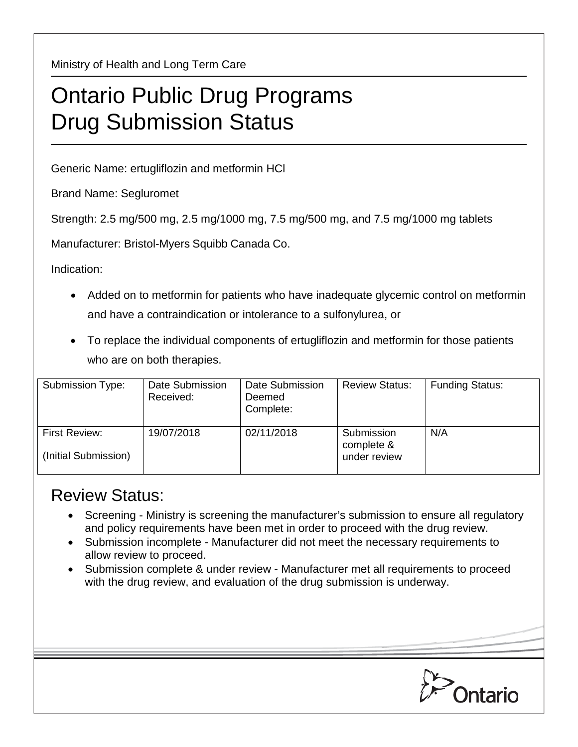Ministry of Health and Long Term Care

# Ontario Public Drug Programs Drug Submission Status

Generic Name: ertugliflozin and metformin HCl

Brand Name: Segluromet

Strength: 2.5 mg/500 mg, 2.5 mg/1000 mg, 7.5 mg/500 mg, and 7.5 mg/1000 mg tablets

Manufacturer: Bristol-Myers Squibb Canada Co.

Indication:

- Added on to metformin for patients who have inadequate glycemic control on metformin and have a contraindication or intolerance to a sulfonylurea, or
- To replace the individual components of ertugliflozin and metformin for those patients who are on both therapies.

| Submission Type: | Date Submission Received: | Date Submission Deemed Complete: | Review Status: | Funding Status: |
|---|---|---|---|---|
| First Review: (Initial Submission) | 19/07/2018 | 02/11/2018 | Submission complete & under review | N/A |

## Review Status:

- Screening - Ministry is screening the manufacturer's submission to ensure all regulatory and policy requirements have been met in order to proceed with the drug review.
- Submission incomplete - Manufacturer did not meet the necessary requirements to allow review to proceed.
- Submission complete & under review - Manufacturer met all requirements to proceed with the drug review, and evaluation of the drug submission is underway.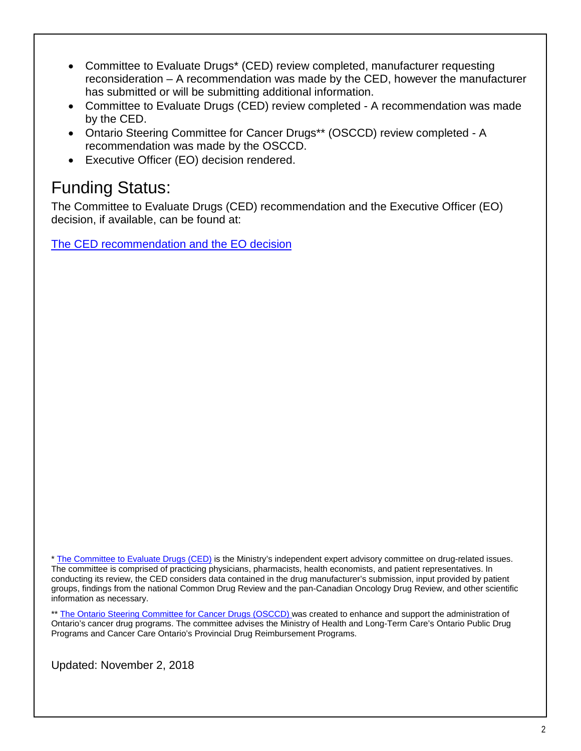- Committee to Evaluate Drugs* (CED) review completed, manufacturer requesting reconsideration – A recommendation was made by the CED, however the manufacturer has submitted or will be submitting additional information.
- Committee to Evaluate Drugs (CED) review completed - A recommendation was made by the CED.
- Ontario Steering Committee for Cancer Drugs** (OSCCD) review completed - A recommendation was made by the OSCCD.
- Executive Officer (EO) decision rendered.

# Funding Status:

The Committee to Evaluate Drugs (CED) recommendation and the Executive Officer (EO) decision, if available, can be found at:

The CED recommendation and the EO decision

* The Committee to Evaluate Drugs (CED) is the Ministry's independent expert advisory committee on drug-related issues. The committee is comprised of practicing physicians, pharmacists, health economists, and patient representatives. In conducting its review, the CED considers data contained in the drug manufacturer's submission, input provided by patient groups, findings from the national Common Drug Review and the pan-Canadian Oncology Drug Review, and other scientific information as necessary.

** The Ontario Steering Committee for Cancer Drugs (OSCCD) was created to enhance and support the administration of Ontario's cancer drug programs. The committee advises the Ministry of Health and Long-Term Care's Ontario Public Drug Programs and Cancer Care Ontario's Provincial Drug Reimbursement Programs.

Updated: November 2, 2018